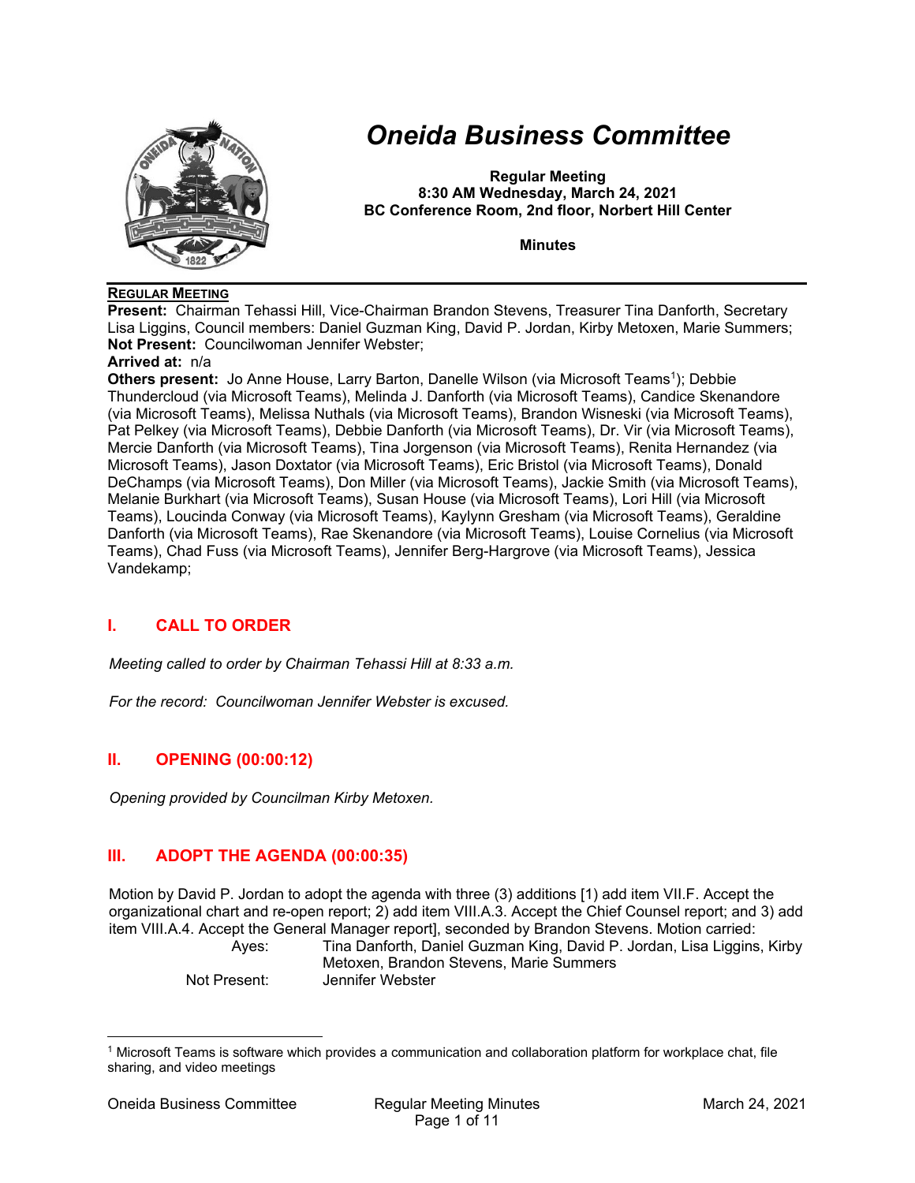# Oneida Business Committee

**Regular Meeting**
**8:30 AM Wednesday, March 24, 2021**
**BC Conference Room, 2nd floor, Norbert Hill Center**

**Minutes**

**REGULAR MEETING**

**Present:** Chairman Tehassi Hill, Vice-Chairman Brandon Stevens, Treasurer Tina Danforth, Secretary Lisa Liggins, Council members: Daniel Guzman King, David P. Jordan, Kirby Metoxen, Marie Summers;
**Not Present:** Councilwoman Jennifer Webster;
**Arrived at:** n/a
**Others present:** Jo Anne House, Larry Barton, Danelle Wilson (via Microsoft Teams[1]); Debbie Thundercloud (via Microsoft Teams), Melinda J. Danforth (via Microsoft Teams), Candice Skenandore (via Microsoft Teams), Melissa Nuthals (via Microsoft Teams), Brandon Wisneski (via Microsoft Teams), Pat Pelkey (via Microsoft Teams), Debbie Danforth (via Microsoft Teams), Dr. Vir (via Microsoft Teams), Mercie Danforth (via Microsoft Teams), Tina Jorgenson (via Microsoft Teams), Renita Hernandez (via Microsoft Teams), Jason Doxtator (via Microsoft Teams), Eric Bristol (via Microsoft Teams), Donald DeChamps (via Microsoft Teams), Don Miller (via Microsoft Teams), Jackie Smith (via Microsoft Teams), Melanie Burkhart (via Microsoft Teams), Susan House (via Microsoft Teams), Lori Hill (via Microsoft Teams), Loucinda Conway (via Microsoft Teams), Kaylynn Gresham (via Microsoft Teams), Geraldine Danforth (via Microsoft Teams), Rae Skenandore (via Microsoft Teams), Louise Cornelius (via Microsoft Teams), Chad Fuss (via Microsoft Teams), Jennifer Berg-Hargrove (via Microsoft Teams), Jessica Vandekamp;

## I. CALL TO ORDER

*Meeting called to order by Chairman Tehassi Hill at 8:33 a.m.*

*For the record: Councilwoman Jennifer Webster is excused.*

## II. OPENING (00:00:12)

*Opening provided by Councilman Kirby Metoxen.*

## III. ADOPT THE AGENDA (00:00:35)

Motion by David P. Jordan to adopt the agenda with three (3) additions [1) add item VII.F. Accept the organizational chart and re-open report; 2) add item VIII.A.3. Accept the Chief Counsel report; and 3) add item VIII.A.4. Accept the General Manager report], seconded by Brandon Stevens. Motion carried:

| | |
|---|---|
| Ayes: | Tina Danforth, Daniel Guzman King, David P. Jordan, Lisa Liggins, Kirby Metoxen, Brandon Stevens, Marie Summers |
| Not Present: | Jennifer Webster |

[1] Microsoft Teams is software which provides a communication and collaboration platform for workplace chat, file sharing, and video meetings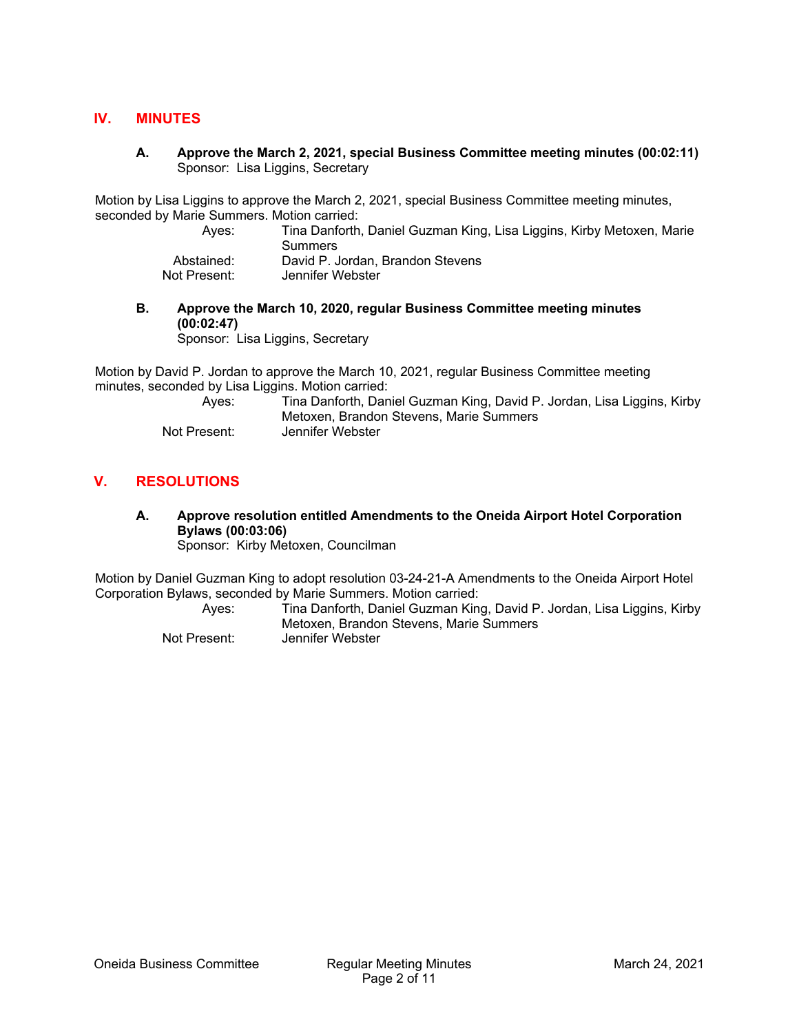## IV. MINUTES

**A. Approve the March 2, 2021, special Business Committee meeting minutes (00:02:11)**
Sponsor: Lisa Liggins, Secretary

Motion by Lisa Liggins to approve the March 2, 2021, special Business Committee meeting minutes, seconded by Marie Summers. Motion carried:

Ayes: Tina Danforth, Daniel Guzman King, Lisa Liggins, Kirby Metoxen, Marie Summers
Abstained: David P. Jordan, Brandon Stevens
Not Present: Jennifer Webster

**B. Approve the March 10, 2020, regular Business Committee meeting minutes (00:02:47)**
Sponsor: Lisa Liggins, Secretary

Motion by David P. Jordan to approve the March 10, 2021, regular Business Committee meeting minutes, seconded by Lisa Liggins. Motion carried:

Ayes: Tina Danforth, Daniel Guzman King, David P. Jordan, Lisa Liggins, Kirby Metoxen, Brandon Stevens, Marie Summers
Not Present: Jennifer Webster

## V. RESOLUTIONS

**A. Approve resolution entitled Amendments to the Oneida Airport Hotel Corporation Bylaws (00:03:06)**
Sponsor: Kirby Metoxen, Councilman

Motion by Daniel Guzman King to adopt resolution 03-24-21-A Amendments to the Oneida Airport Hotel Corporation Bylaws, seconded by Marie Summers. Motion carried:

Ayes: Tina Danforth, Daniel Guzman King, David P. Jordan, Lisa Liggins, Kirby Metoxen, Brandon Stevens, Marie Summers
Not Present: Jennifer Webster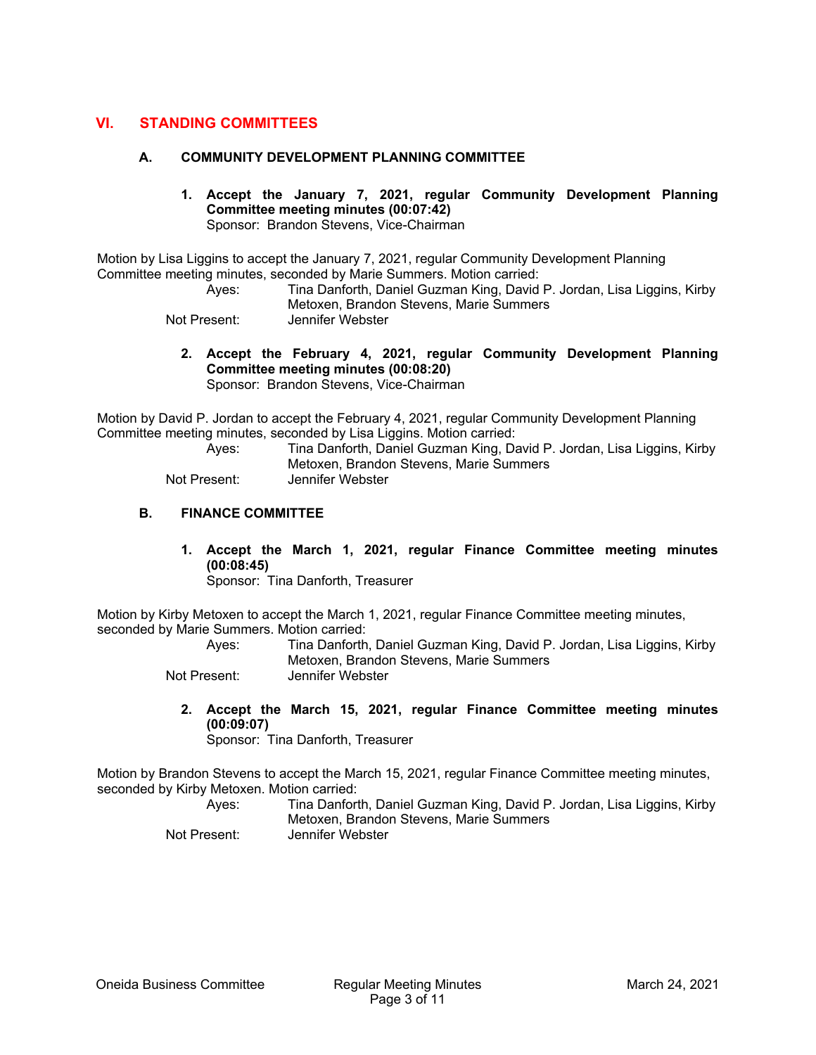## VI. STANDING COMMITTEES

### A. COMMUNITY DEVELOPMENT PLANNING COMMITTEE

**1. Accept the January 7, 2021, regular Community Development Planning Committee meeting minutes (00:07:42)**
Sponsor: Brandon Stevens, Vice-Chairman

Motion by Lisa Liggins to accept the January 7, 2021, regular Community Development Planning Committee meeting minutes, seconded by Marie Summers. Motion carried:

Ayes: Tina Danforth, Daniel Guzman King, David P. Jordan, Lisa Liggins, Kirby Metoxen, Brandon Stevens, Marie Summers
Not Present: Jennifer Webster

**2. Accept the February 4, 2021, regular Community Development Planning Committee meeting minutes (00:08:20)**
Sponsor: Brandon Stevens, Vice-Chairman

Motion by David P. Jordan to accept the February 4, 2021, regular Community Development Planning Committee meeting minutes, seconded by Lisa Liggins. Motion carried:

Ayes: Tina Danforth, Daniel Guzman King, David P. Jordan, Lisa Liggins, Kirby Metoxen, Brandon Stevens, Marie Summers
Not Present: Jennifer Webster

### B. FINANCE COMMITTEE

**1. Accept the March 1, 2021, regular Finance Committee meeting minutes (00:08:45)**
Sponsor: Tina Danforth, Treasurer

Motion by Kirby Metoxen to accept the March 1, 2021, regular Finance Committee meeting minutes, seconded by Marie Summers. Motion carried:

Ayes: Tina Danforth, Daniel Guzman King, David P. Jordan, Lisa Liggins, Kirby Metoxen, Brandon Stevens, Marie Summers
Not Present: Jennifer Webster

**2. Accept the March 15, 2021, regular Finance Committee meeting minutes (00:09:07)**
Sponsor: Tina Danforth, Treasurer

Motion by Brandon Stevens to accept the March 15, 2021, regular Finance Committee meeting minutes, seconded by Kirby Metoxen. Motion carried:

Ayes: Tina Danforth, Daniel Guzman King, David P. Jordan, Lisa Liggins, Kirby Metoxen, Brandon Stevens, Marie Summers
Not Present: Jennifer Webster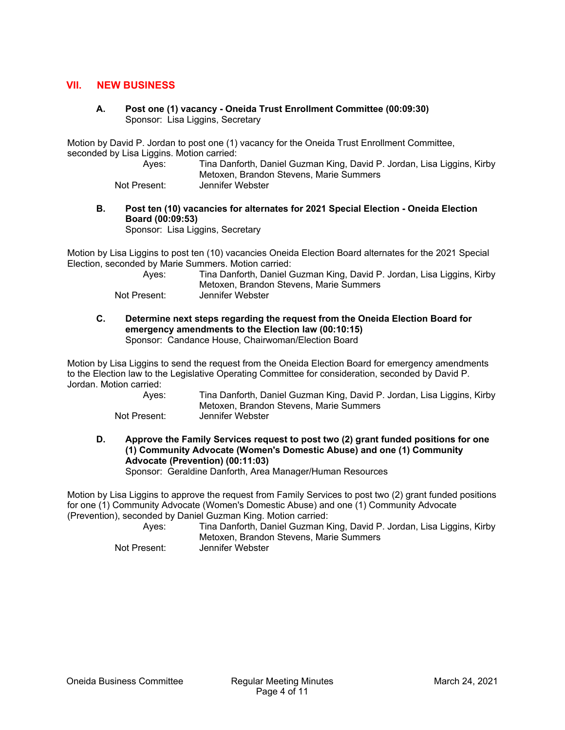## VII. NEW BUSINESS

### A. Post one (1) vacancy - Oneida Trust Enrollment Committee (00:09:30)
Sponsor: Lisa Liggins, Secretary

Motion by David P. Jordan to post one (1) vacancy for the Oneida Trust Enrollment Committee, seconded by Lisa Liggins. Motion carried:

Ayes: Tina Danforth, Daniel Guzman King, David P. Jordan, Lisa Liggins, Kirby Metoxen, Brandon Stevens, Marie Summers
Not Present: Jennifer Webster

### B. Post ten (10) vacancies for alternates for 2021 Special Election - Oneida Election Board (00:09:53)
Sponsor: Lisa Liggins, Secretary

Motion by Lisa Liggins to post ten (10) vacancies Oneida Election Board alternates for the 2021 Special Election, seconded by Marie Summers. Motion carried:

Ayes: Tina Danforth, Daniel Guzman King, David P. Jordan, Lisa Liggins, Kirby Metoxen, Brandon Stevens, Marie Summers
Not Present: Jennifer Webster

### C. Determine next steps regarding the request from the Oneida Election Board for emergency amendments to the Election law (00:10:15)
Sponsor: Candance House, Chairwoman/Election Board

Motion by Lisa Liggins to send the request from the Oneida Election Board for emergency amendments to the Election law to the Legislative Operating Committee for consideration, seconded by David P. Jordan. Motion carried:

Ayes: Tina Danforth, Daniel Guzman King, David P. Jordan, Lisa Liggins, Kirby Metoxen, Brandon Stevens, Marie Summers
Not Present: Jennifer Webster

### D. Approve the Family Services request to post two (2) grant funded positions for one (1) Community Advocate (Women's Domestic Abuse) and one (1) Community Advocate (Prevention) (00:11:03)
Sponsor: Geraldine Danforth, Area Manager/Human Resources

Motion by Lisa Liggins to approve the request from Family Services to post two (2) grant funded positions for one (1) Community Advocate (Women's Domestic Abuse) and one (1) Community Advocate (Prevention), seconded by Daniel Guzman King. Motion carried:

Ayes: Tina Danforth, Daniel Guzman King, David P. Jordan, Lisa Liggins, Kirby Metoxen, Brandon Stevens, Marie Summers
Not Present: Jennifer Webster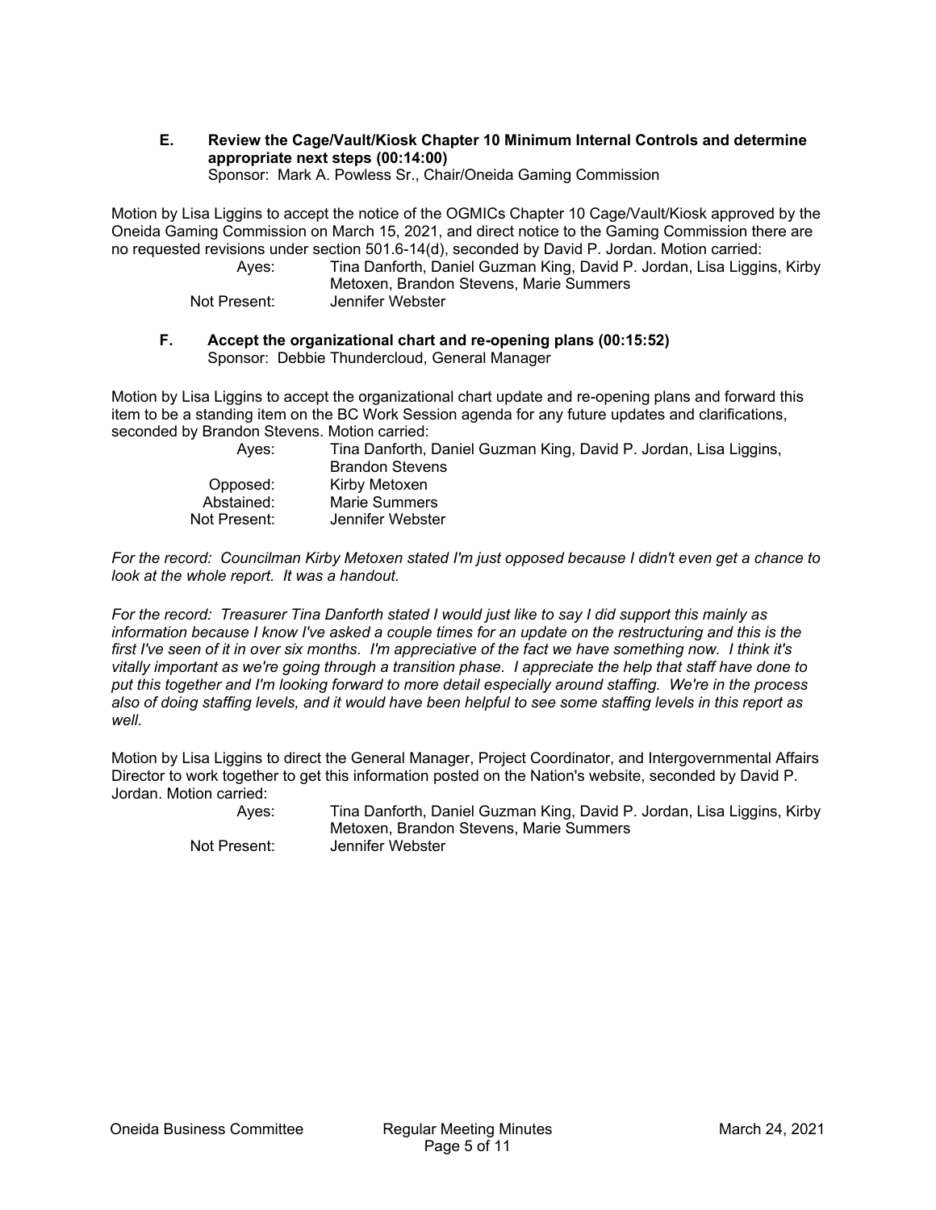**E. Review the Cage/Vault/Kiosk Chapter 10 Minimum Internal Controls and determine appropriate next steps (00:14:00)**
Sponsor: Mark A. Powless Sr., Chair/Oneida Gaming Commission

Motion by Lisa Liggins to accept the notice of the OGMICs Chapter 10 Cage/Vault/Kiosk approved by the Oneida Gaming Commission on March 15, 2021, and direct notice to the Gaming Commission there are no requested revisions under section 501.6-14(d), seconded by David P. Jordan. Motion carried:

| | |
|---|---|
| Ayes: | Tina Danforth, Daniel Guzman King, David P. Jordan, Lisa Liggins, Kirby Metoxen, Brandon Stevens, Marie Summers |
| Not Present: | Jennifer Webster |

**F. Accept the organizational chart and re-opening plans (00:15:52)**
Sponsor: Debbie Thundercloud, General Manager

Motion by Lisa Liggins to accept the organizational chart update and re-opening plans and forward this item to be a standing item on the BC Work Session agenda for any future updates and clarifications, seconded by Brandon Stevens. Motion carried:

| | |
|---|---|
| Ayes: | Tina Danforth, Daniel Guzman King, David P. Jordan, Lisa Liggins, Brandon Stevens |
| Opposed: | Kirby Metoxen |
| Abstained: | Marie Summers |
| Not Present: | Jennifer Webster |

*For the record: Councilman Kirby Metoxen stated I'm just opposed because I didn't even get a chance to look at the whole report. It was a handout.*

*For the record: Treasurer Tina Danforth stated I would just like to say I did support this mainly as information because I know I've asked a couple times for an update on the restructuring and this is the first I've seen of it in over six months. I'm appreciative of the fact we have something now. I think it's vitally important as we're going through a transition phase. I appreciate the help that staff have done to put this together and I'm looking forward to more detail especially around staffing. We're in the process also of doing staffing levels, and it would have been helpful to see some staffing levels in this report as well.*

Motion by Lisa Liggins to direct the General Manager, Project Coordinator, and Intergovernmental Affairs Director to work together to get this information posted on the Nation's website, seconded by David P. Jordan. Motion carried:

| | |
|---|---|
| Ayes: | Tina Danforth, Daniel Guzman King, David P. Jordan, Lisa Liggins, Kirby Metoxen, Brandon Stevens, Marie Summers |
| Not Present: | Jennifer Webster |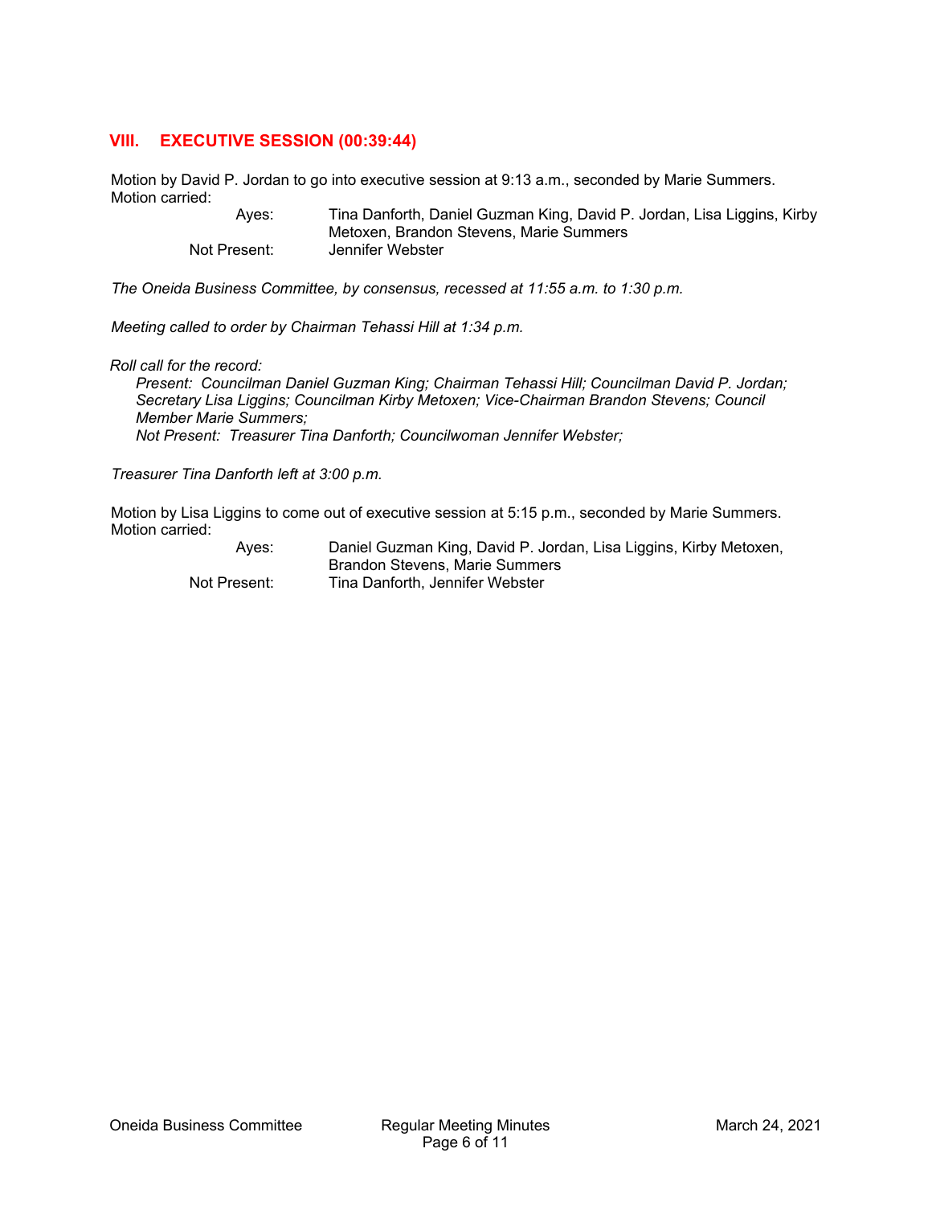## VIII. EXECUTIVE SESSION (00:39:44)

Motion by David P. Jordan to go into executive session at 9:13 a.m., seconded by Marie Summers. Motion carried:

| | |
|---|---|
| Ayes: | Tina Danforth, Daniel Guzman King, David P. Jordan, Lisa Liggins, Kirby Metoxen, Brandon Stevens, Marie Summers |
| Not Present: | Jennifer Webster |

*The Oneida Business Committee, by consensus, recessed at 11:55 a.m. to 1:30 p.m.*

*Meeting called to order by Chairman Tehassi Hill at 1:34 p.m.*

*Roll call for the record:*

*Present: Councilman Daniel Guzman King; Chairman Tehassi Hill; Councilman David P. Jordan; Secretary Lisa Liggins; Councilman Kirby Metoxen; Vice-Chairman Brandon Stevens; Council Member Marie Summers;*

*Not Present: Treasurer Tina Danforth; Councilwoman Jennifer Webster;*

*Treasurer Tina Danforth left at 3:00 p.m.*

Motion by Lisa Liggins to come out of executive session at 5:15 p.m., seconded by Marie Summers. Motion carried:

| | |
|---|---|
| Ayes: | Daniel Guzman King, David P. Jordan, Lisa Liggins, Kirby Metoxen, Brandon Stevens, Marie Summers |
| Not Present: | Tina Danforth, Jennifer Webster |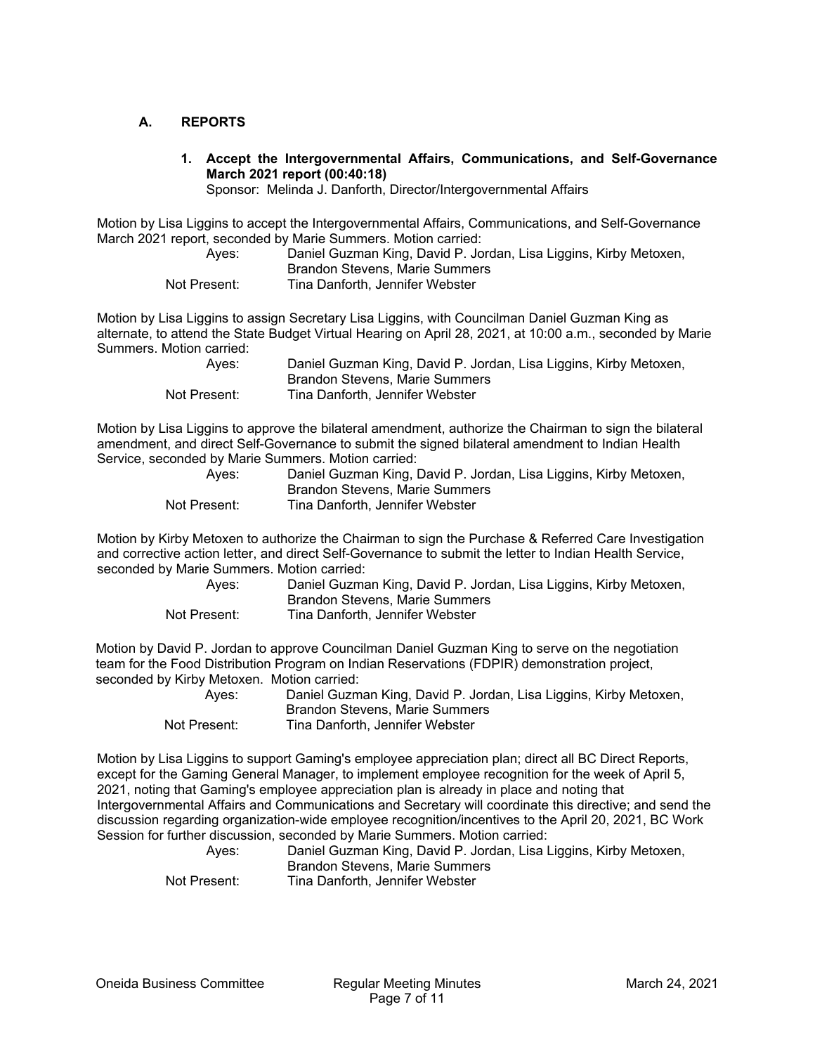## A. REPORTS

**1. Accept the Intergovernmental Affairs, Communications, and Self-Governance March 2021 report (00:40:18)**
Sponsor: Melinda J. Danforth, Director/Intergovernmental Affairs

Motion by Lisa Liggins to accept the Intergovernmental Affairs, Communications, and Self-Governance March 2021 report, seconded by Marie Summers. Motion carried:

Ayes: Daniel Guzman King, David P. Jordan, Lisa Liggins, Kirby Metoxen, Brandon Stevens, Marie Summers
Not Present: Tina Danforth, Jennifer Webster

Motion by Lisa Liggins to assign Secretary Lisa Liggins, with Councilman Daniel Guzman King as alternate, to attend the State Budget Virtual Hearing on April 28, 2021, at 10:00 a.m., seconded by Marie Summers. Motion carried:

Ayes: Daniel Guzman King, David P. Jordan, Lisa Liggins, Kirby Metoxen, Brandon Stevens, Marie Summers
Not Present: Tina Danforth, Jennifer Webster

Motion by Lisa Liggins to approve the bilateral amendment, authorize the Chairman to sign the bilateral amendment, and direct Self-Governance to submit the signed bilateral amendment to Indian Health Service, seconded by Marie Summers. Motion carried:

Ayes: Daniel Guzman King, David P. Jordan, Lisa Liggins, Kirby Metoxen, Brandon Stevens, Marie Summers
Not Present: Tina Danforth, Jennifer Webster

Motion by Kirby Metoxen to authorize the Chairman to sign the Purchase & Referred Care Investigation and corrective action letter, and direct Self-Governance to submit the letter to Indian Health Service, seconded by Marie Summers. Motion carried:

Ayes: Daniel Guzman King, David P. Jordan, Lisa Liggins, Kirby Metoxen, Brandon Stevens, Marie Summers
Not Present: Tina Danforth, Jennifer Webster

Motion by David P. Jordan to approve Councilman Daniel Guzman King to serve on the negotiation team for the Food Distribution Program on Indian Reservations (FDPIR) demonstration project, seconded by Kirby Metoxen. Motion carried:

Ayes: Daniel Guzman King, David P. Jordan, Lisa Liggins, Kirby Metoxen, Brandon Stevens, Marie Summers
Not Present: Tina Danforth, Jennifer Webster

Motion by Lisa Liggins to support Gaming's employee appreciation plan; direct all BC Direct Reports, except for the Gaming General Manager, to implement employee recognition for the week of April 5, 2021, noting that Gaming's employee appreciation plan is already in place and noting that Intergovernmental Affairs and Communications and Secretary will coordinate this directive; and send the discussion regarding organization-wide employee recognition/incentives to the April 20, 2021, BC Work Session for further discussion, seconded by Marie Summers. Motion carried:

Ayes: Daniel Guzman King, David P. Jordan, Lisa Liggins, Kirby Metoxen, Brandon Stevens, Marie Summers
Not Present: Tina Danforth, Jennifer Webster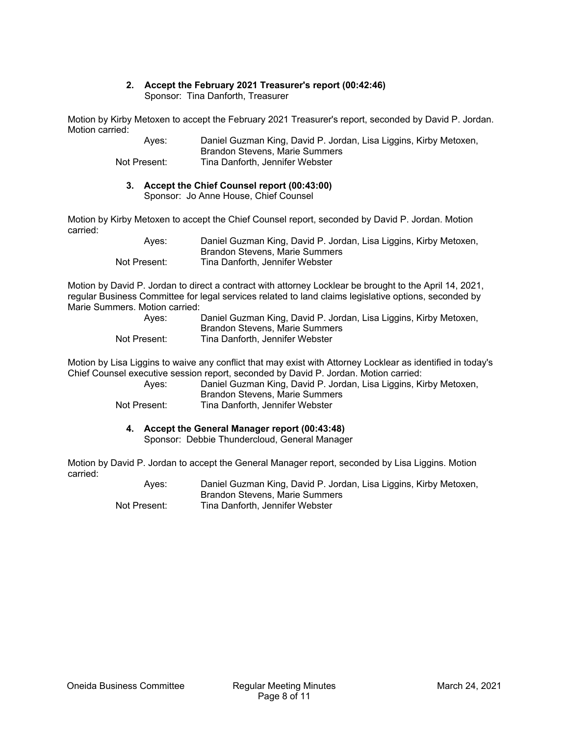**2. Accept the February 2021 Treasurer's report (00:42:46)**
Sponsor: Tina Danforth, Treasurer

Motion by Kirby Metoxen to accept the February 2021 Treasurer's report, seconded by David P. Jordan. Motion carried:

| | |
|---|---|
| Ayes: | Daniel Guzman King, David P. Jordan, Lisa Liggins, Kirby Metoxen, Brandon Stevens, Marie Summers |
| Not Present: | Tina Danforth, Jennifer Webster |

**3. Accept the Chief Counsel report (00:43:00)**
Sponsor: Jo Anne House, Chief Counsel

Motion by Kirby Metoxen to accept the Chief Counsel report, seconded by David P. Jordan. Motion carried:

| | |
|---|---|
| Ayes: | Daniel Guzman King, David P. Jordan, Lisa Liggins, Kirby Metoxen, Brandon Stevens, Marie Summers |
| Not Present: | Tina Danforth, Jennifer Webster |

Motion by David P. Jordan to direct a contract with attorney Locklear be brought to the April 14, 2021, regular Business Committee for legal services related to land claims legislative options, seconded by Marie Summers. Motion carried:

| | |
|---|---|
| Ayes: | Daniel Guzman King, David P. Jordan, Lisa Liggins, Kirby Metoxen, Brandon Stevens, Marie Summers |
| Not Present: | Tina Danforth, Jennifer Webster |

Motion by Lisa Liggins to waive any conflict that may exist with Attorney Locklear as identified in today's Chief Counsel executive session report, seconded by David P. Jordan. Motion carried:

| | |
|---|---|
| Ayes: | Daniel Guzman King, David P. Jordan, Lisa Liggins, Kirby Metoxen, Brandon Stevens, Marie Summers |
| Not Present: | Tina Danforth, Jennifer Webster |

**4. Accept the General Manager report (00:43:48)**
Sponsor: Debbie Thundercloud, General Manager

Motion by David P. Jordan to accept the General Manager report, seconded by Lisa Liggins. Motion carried:

| | |
|---|---|
| Ayes: | Daniel Guzman King, David P. Jordan, Lisa Liggins, Kirby Metoxen, Brandon Stevens, Marie Summers |
| Not Present: | Tina Danforth, Jennifer Webster |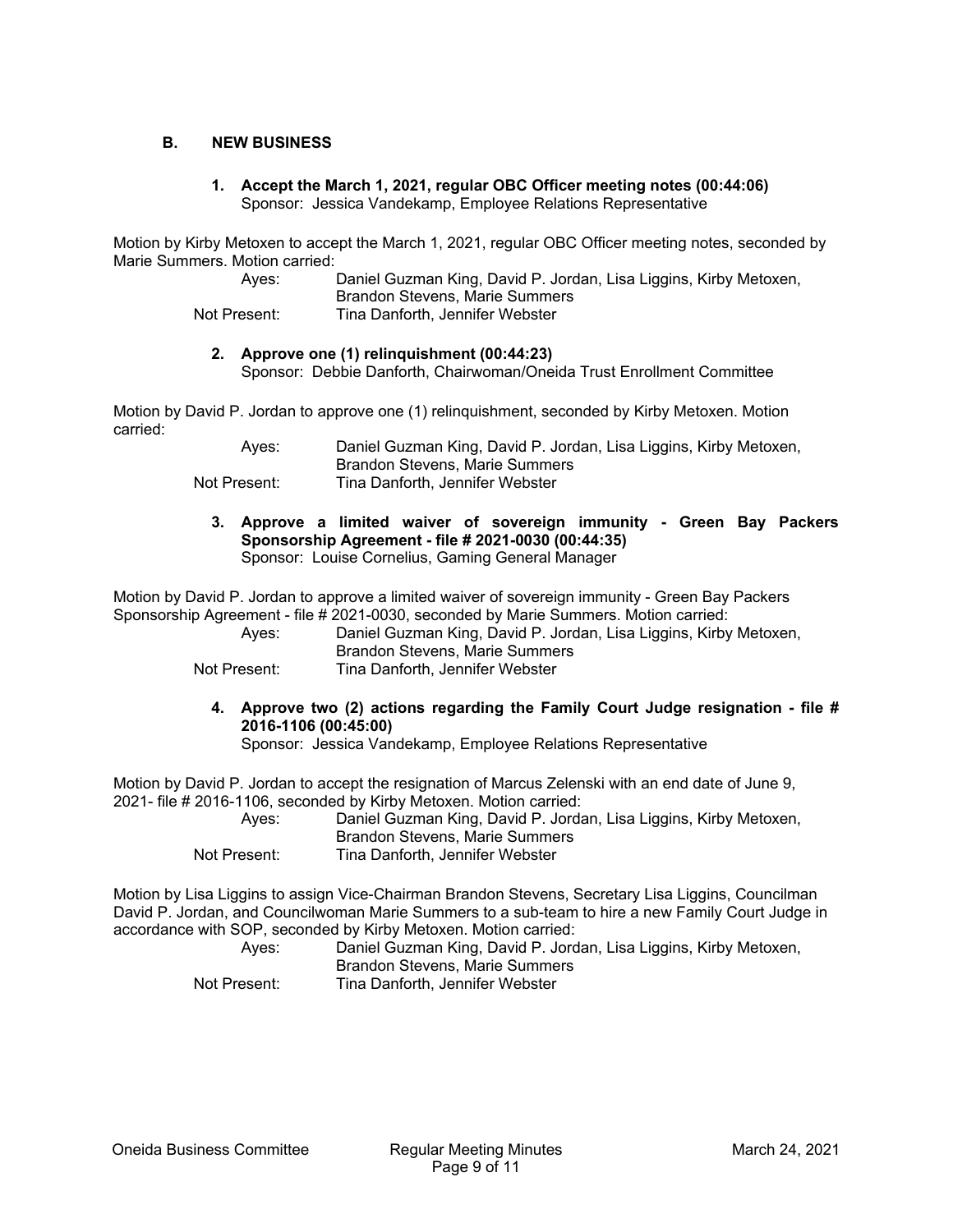### B. NEW BUSINESS

**1. Accept the March 1, 2021, regular OBC Officer meeting notes (00:44:06)**
Sponsor: Jessica Vandekamp, Employee Relations Representative

Motion by Kirby Metoxen to accept the March 1, 2021, regular OBC Officer meeting notes, seconded by Marie Summers. Motion carried:

Ayes: Daniel Guzman King, David P. Jordan, Lisa Liggins, Kirby Metoxen, Brandon Stevens, Marie Summers
Not Present: Tina Danforth, Jennifer Webster

**2. Approve one (1) relinquishment (00:44:23)**
Sponsor: Debbie Danforth, Chairwoman/Oneida Trust Enrollment Committee

Motion by David P. Jordan to approve one (1) relinquishment, seconded by Kirby Metoxen. Motion carried:

Ayes: Daniel Guzman King, David P. Jordan, Lisa Liggins, Kirby Metoxen, Brandon Stevens, Marie Summers
Not Present: Tina Danforth, Jennifer Webster

**3. Approve a limited waiver of sovereign immunity - Green Bay Packers Sponsorship Agreement - file # 2021-0030 (00:44:35)**
Sponsor: Louise Cornelius, Gaming General Manager

Motion by David P. Jordan to approve a limited waiver of sovereign immunity - Green Bay Packers Sponsorship Agreement - file # 2021-0030, seconded by Marie Summers. Motion carried:

Ayes: Daniel Guzman King, David P. Jordan, Lisa Liggins, Kirby Metoxen, Brandon Stevens, Marie Summers
Not Present: Tina Danforth, Jennifer Webster

**4. Approve two (2) actions regarding the Family Court Judge resignation - file # 2016-1106 (00:45:00)**
Sponsor: Jessica Vandekamp, Employee Relations Representative

Motion by David P. Jordan to accept the resignation of Marcus Zelenski with an end date of June 9, 2021- file # 2016-1106, seconded by Kirby Metoxen. Motion carried:

Ayes: Daniel Guzman King, David P. Jordan, Lisa Liggins, Kirby Metoxen, Brandon Stevens, Marie Summers
Not Present: Tina Danforth, Jennifer Webster

Motion by Lisa Liggins to assign Vice-Chairman Brandon Stevens, Secretary Lisa Liggins, Councilman David P. Jordan, and Councilwoman Marie Summers to a sub-team to hire a new Family Court Judge in accordance with SOP, seconded by Kirby Metoxen. Motion carried:

Ayes: Daniel Guzman King, David P. Jordan, Lisa Liggins, Kirby Metoxen, Brandon Stevens, Marie Summers
Not Present: Tina Danforth, Jennifer Webster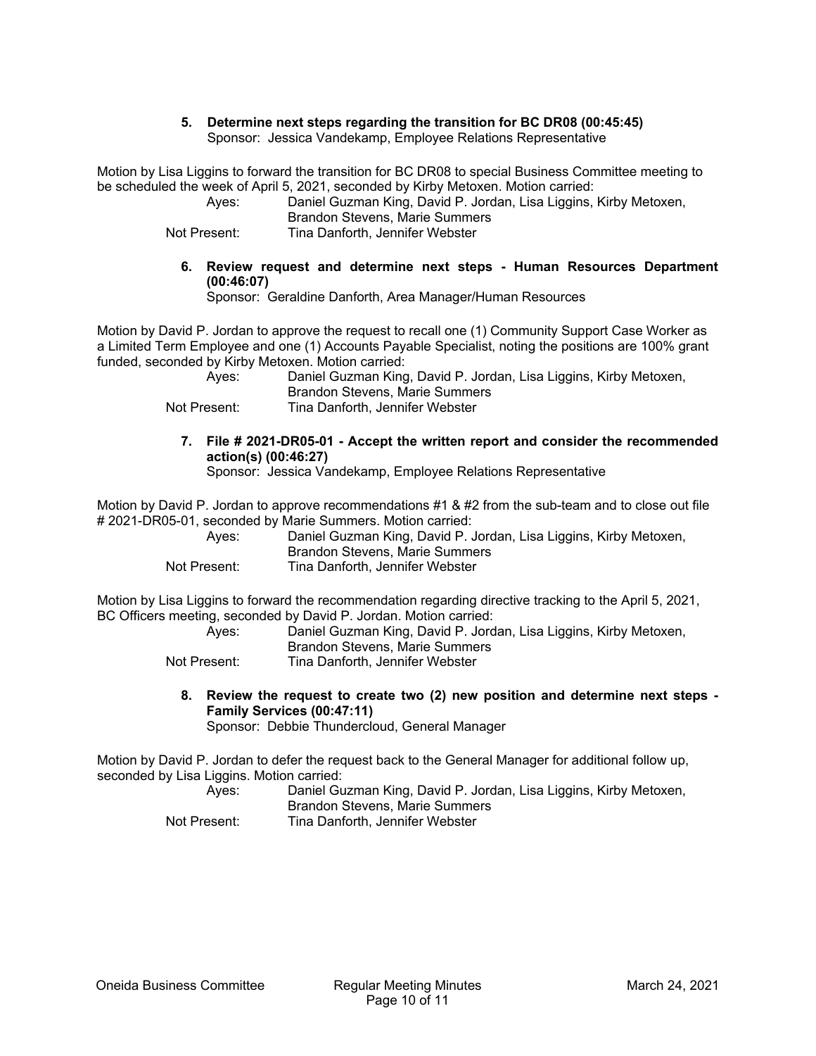**5. Determine next steps regarding the transition for BC DR08 (00:45:45)**
Sponsor: Jessica Vandekamp, Employee Relations Representative

Motion by Lisa Liggins to forward the transition for BC DR08 to special Business Committee meeting to be scheduled the week of April 5, 2021, seconded by Kirby Metoxen. Motion carried:

Ayes: Daniel Guzman King, David P. Jordan, Lisa Liggins, Kirby Metoxen, Brandon Stevens, Marie Summers
Not Present: Tina Danforth, Jennifer Webster

**6. Review request and determine next steps - Human Resources Department (00:46:07)**
Sponsor: Geraldine Danforth, Area Manager/Human Resources

Motion by David P. Jordan to approve the request to recall one (1) Community Support Case Worker as a Limited Term Employee and one (1) Accounts Payable Specialist, noting the positions are 100% grant funded, seconded by Kirby Metoxen. Motion carried:

Ayes: Daniel Guzman King, David P. Jordan, Lisa Liggins, Kirby Metoxen, Brandon Stevens, Marie Summers
Not Present: Tina Danforth, Jennifer Webster

**7. File # 2021-DR05-01 - Accept the written report and consider the recommended action(s) (00:46:27)**
Sponsor: Jessica Vandekamp, Employee Relations Representative

Motion by David P. Jordan to approve recommendations #1 & #2 from the sub-team and to close out file # 2021-DR05-01, seconded by Marie Summers. Motion carried:

Ayes: Daniel Guzman King, David P. Jordan, Lisa Liggins, Kirby Metoxen, Brandon Stevens, Marie Summers
Not Present: Tina Danforth, Jennifer Webster

Motion by Lisa Liggins to forward the recommendation regarding directive tracking to the April 5, 2021, BC Officers meeting, seconded by David P. Jordan. Motion carried:

Ayes: Daniel Guzman King, David P. Jordan, Lisa Liggins, Kirby Metoxen, Brandon Stevens, Marie Summers
Not Present: Tina Danforth, Jennifer Webster

**8. Review the request to create two (2) new position and determine next steps - Family Services (00:47:11)**
Sponsor: Debbie Thundercloud, General Manager

Motion by David P. Jordan to defer the request back to the General Manager for additional follow up, seconded by Lisa Liggins. Motion carried:

Ayes: Daniel Guzman King, David P. Jordan, Lisa Liggins, Kirby Metoxen, Brandon Stevens, Marie Summers
Not Present: Tina Danforth, Jennifer Webster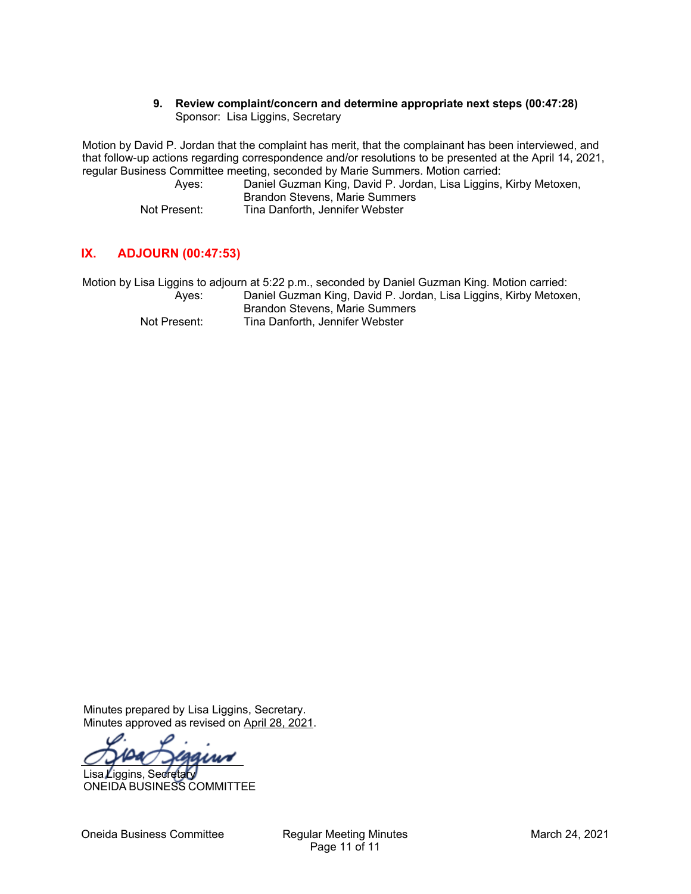**9. Review complaint/concern and determine appropriate next steps (00:47:28)**
Sponsor: Lisa Liggins, Secretary

Motion by David P. Jordan that the complaint has merit, that the complainant has been interviewed, and that follow-up actions regarding correspondence and/or resolutions to be presented at the April 14, 2021, regular Business Committee meeting, seconded by Marie Summers. Motion carried:

Ayes: Daniel Guzman King, David P. Jordan, Lisa Liggins, Kirby Metoxen, Brandon Stevens, Marie Summers
Not Present: Tina Danforth, Jennifer Webster

## IX. ADJOURN (00:47:53)

Motion by Lisa Liggins to adjourn at 5:22 p.m., seconded by Daniel Guzman King. Motion carried:

Ayes: Daniel Guzman King, David P. Jordan, Lisa Liggins, Kirby Metoxen, Brandon Stevens, Marie Summers
Not Present: Tina Danforth, Jennifer Webster

Minutes prepared by Lisa Liggins, Secretary.
Minutes approved as revised on April 28, 2021.

Lisa Liggins, Secretary
ONEIDA BUSINESS COMMITTEE